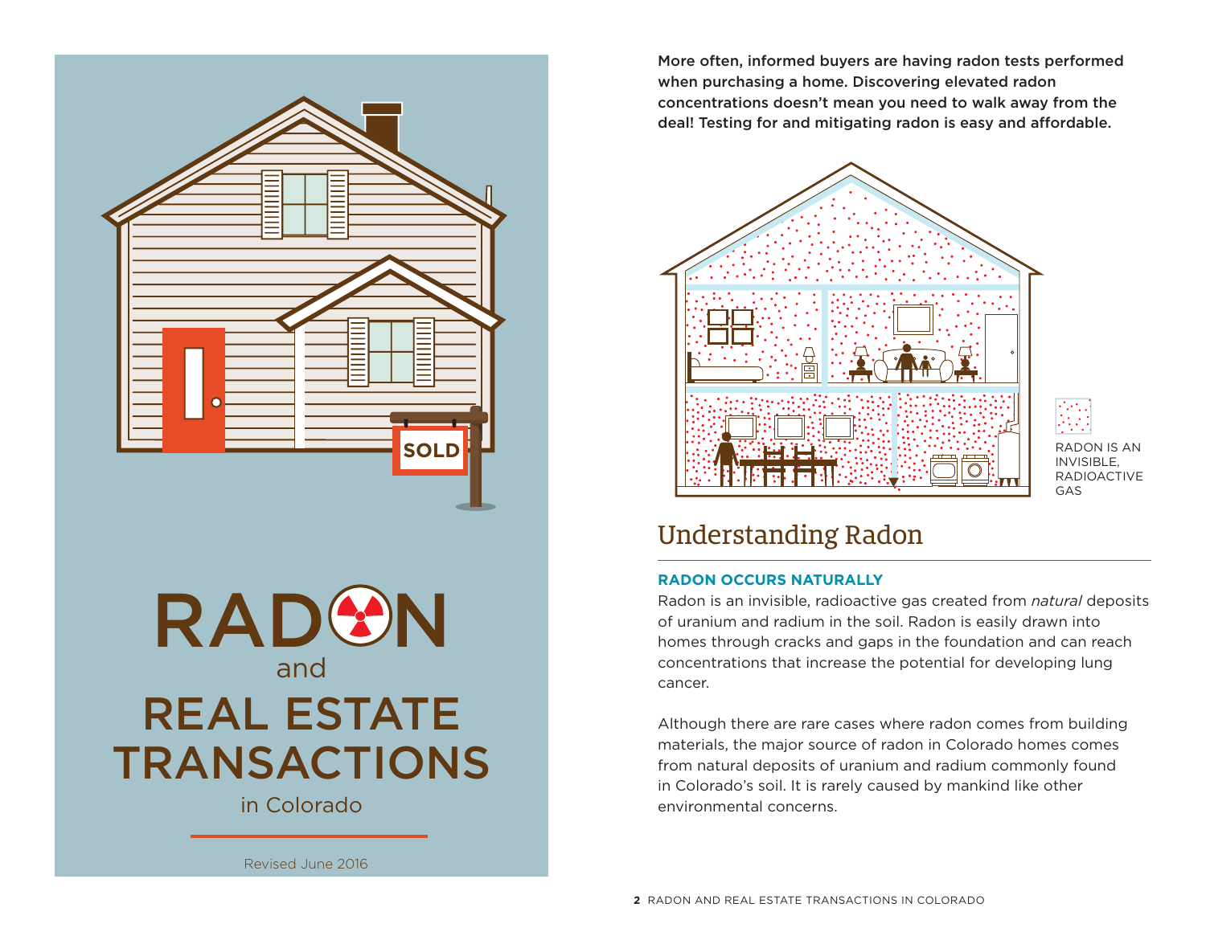# RADON and REAL ESTATE TRANSACTIONS in Colorado

Revised June 2016

**More often, informed buyers are having radon tests performed when purchasing a home. Discovering elevated radon concentrations doesn't mean you need to walk away from the deal! Testing for and mitigating radon is easy and affordable.**

RADON IS AN INVISIBLE, RADIOACTIVE GAS

## Understanding Radon

### RADON OCCURS NATURALLY

Radon is an invisible, radioactive gas created from *natural* deposits of uranium and radium in the soil. Radon is easily drawn into homes through cracks and gaps in the foundation and can reach concentrations that increase the potential for developing lung cancer.

Although there are rare cases where radon comes from building materials, the major source of radon in Colorado homes comes from natural deposits of uranium and radium commonly found in Colorado's soil. It is rarely caused by mankind like other environmental concerns.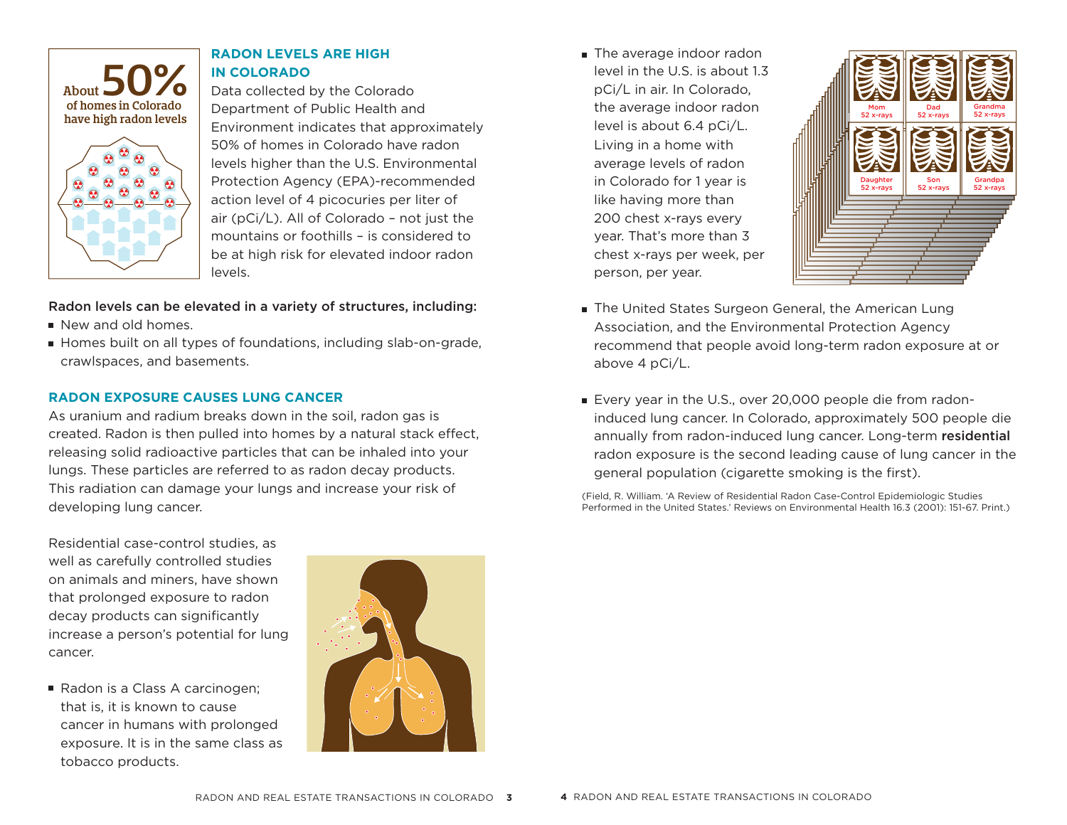About **50%** of homes in Colorado have high radon levels

## RADON LEVELS ARE HIGH IN COLORADO

Data collected by the Colorado Department of Public Health and Environment indicates that approximately 50% of homes in Colorado have radon levels higher than the U.S. Environmental Protection Agency (EPA)-recommended action level of 4 picocuries per liter of air (pCi/L). All of Colorado – not just the mountains or foothills – is considered to be at high risk for elevated indoor radon levels.

Radon levels can be elevated in a variety of structures, including:

- New and old homes.
- Homes built on all types of foundations, including slab-on-grade, crawlspaces, and basements.

## RADON EXPOSURE CAUSES LUNG CANCER

As uranium and radium breaks down in the soil, radon gas is created. Radon is then pulled into homes by a natural stack effect, releasing solid radioactive particles that can be inhaled into your lungs. These particles are referred to as radon decay products. This radiation can damage your lungs and increase your risk of developing lung cancer.

Residential case-control studies, as well as carefully controlled studies on animals and miners, have shown that prolonged exposure to radon decay products can significantly increase a person's potential for lung cancer.

- Radon is a Class A carcinogen; that is, it is known to cause cancer in humans with prolonged exposure. It is in the same class as tobacco products.
- The average indoor radon level in the U.S. is about 1.3 pCi/L in air. In Colorado, the average indoor radon level is about 6.4 pCi/L. Living in a home with average levels of radon in Colorado for 1 year is like having more than 200 chest x-rays every year. That's more than 3 chest x-rays per week, per person, per year.

Mom 52 x-rays | Dad 52 x-rays | Grandma 52 x-rays | Daughter 52 x-rays | Son 52 x-rays | Grandpa 52 x-rays

- The United States Surgeon General, the American Lung Association, and the Environmental Protection Agency recommend that people avoid long-term radon exposure at or above 4 pCi/L.
- Every year in the U.S., over 20,000 people die from radon-induced lung cancer. In Colorado, approximately 500 people die annually from radon-induced lung cancer. Long-term **residential** radon exposure is the second leading cause of lung cancer in the general population (cigarette smoking is the first).

(Field, R. William. 'A Review of Residential Radon Case-Control Epidemiologic Studies Performed in the United States.' Reviews on Environmental Health 16.3 (2001): 151-67. Print.)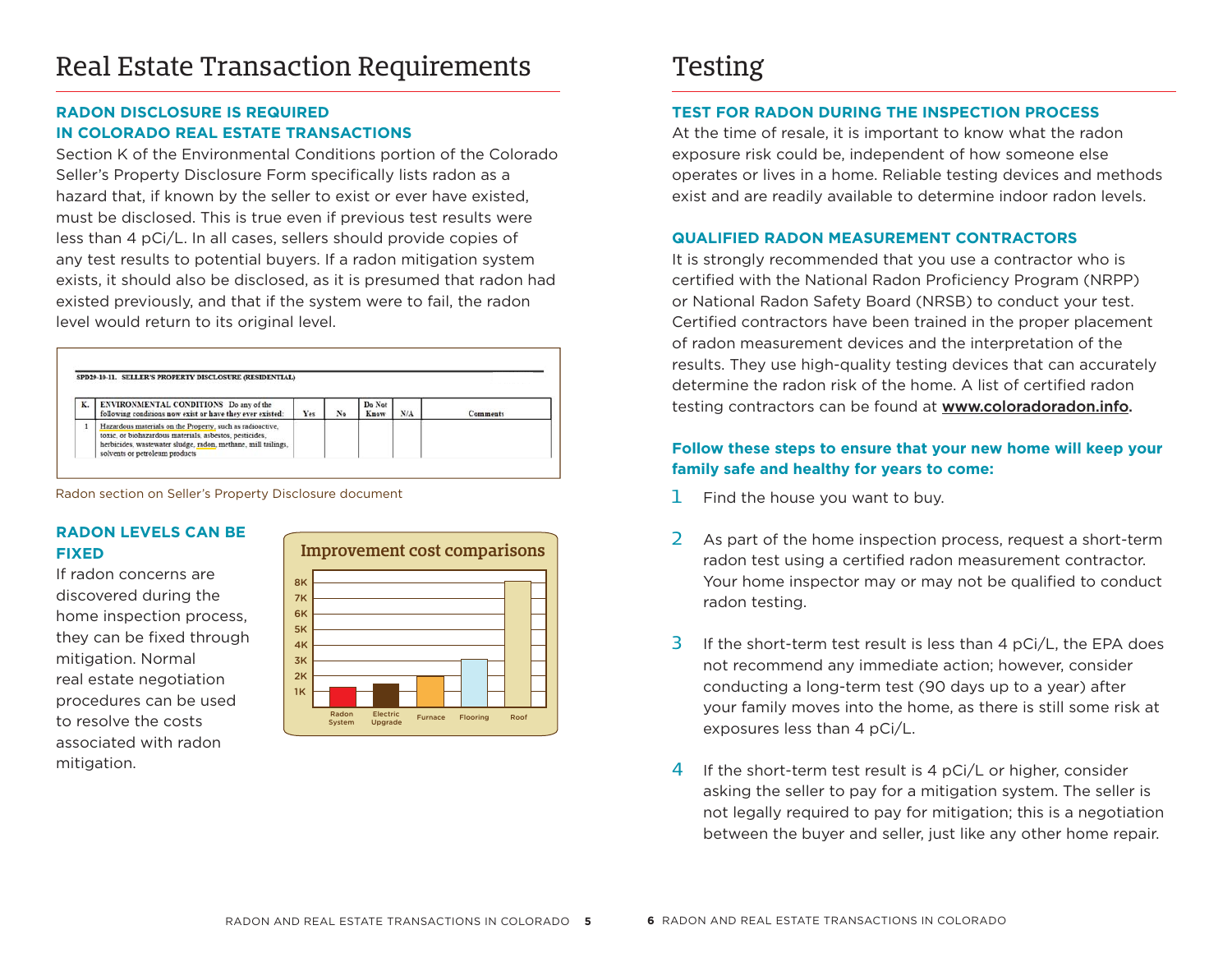# Real Estate Transaction Requirements

### RADON DISCLOSURE IS REQUIRED IN COLORADO REAL ESTATE TRANSACTIONS

Section K of the Environmental Conditions portion of the Colorado Seller's Property Disclosure Form specifically lists radon as a hazard that, if known by the seller to exist or ever have existed, must be disclosed. This is true even if previous test results were less than 4 pCi/L. In all cases, sellers should provide copies of any test results to potential buyers. If a radon mitigation system exists, it should also be disclosed, as it is presumed that radon had existed previously, and that if the system were to fail, the radon level would return to its original level.

SPD29-10-11. SELLER'S PROPERTY DISCLOSURE (RESIDENTIAL)

| K. | ENVIRONMENTAL CONDITIONS Do any of the following conditions now exist or have they ever existed: | Yes | No | Do Not Know | N/A | Comments |
|---|---|---|---|---|---|---|
| 1 | Hazardous materials on the Property, such as radioactive, toxic, or biohazardous materials, asbestos, pesticides, herbicides, wastewater sludge, radon, methane, mill tailings, solvents or petroleum products | | | | | |

Radon section on Seller's Property Disclosure document

### RADON LEVELS CAN BE FIXED

If radon concerns are discovered during the home inspection process, they can be fixed through mitigation. Normal real estate negotiation procedures can be used to resolve the costs associated with radon mitigation.

**Improvement cost comparisons**

Radon System, Electric Upgrade, Furnace, Flooring, Roof (scale: 1K–8K)

# Testing

### TEST FOR RADON DURING THE INSPECTION PROCESS

At the time of resale, it is important to know what the radon exposure risk could be, independent of how someone else operates or lives in a home. Reliable testing devices and methods exist and are readily available to determine indoor radon levels.

### QUALIFIED RADON MEASUREMENT CONTRACTORS

It is strongly recommended that you use a contractor who is certified with the National Radon Proficiency Program (NRPP) or National Radon Safety Board (NRSB) to conduct your test. Certified contractors have been trained in the proper placement of radon measurement devices and the interpretation of the results. They use high-quality testing devices that can accurately determine the radon risk of the home. A list of certified radon testing contractors can be found at **www.coloradoradon.info.**

**Follow these steps to ensure that your new home will keep your family safe and healthy for years to come:**

1. Find the house you want to buy.
2. As part of the home inspection process, request a short-term radon test using a certified radon measurement contractor. Your home inspector may or may not be qualified to conduct radon testing.
3. If the short-term test result is less than 4 pCi/L, the EPA does not recommend any immediate action; however, consider conducting a long-term test (90 days up to a year) after your family moves into the home, as there is still some risk at exposures less than 4 pCi/L.
4. If the short-term test result is 4 pCi/L or higher, consider asking the seller to pay for a mitigation system. The seller is not legally required to pay for mitigation; this is a negotiation between the buyer and seller, just like any other home repair.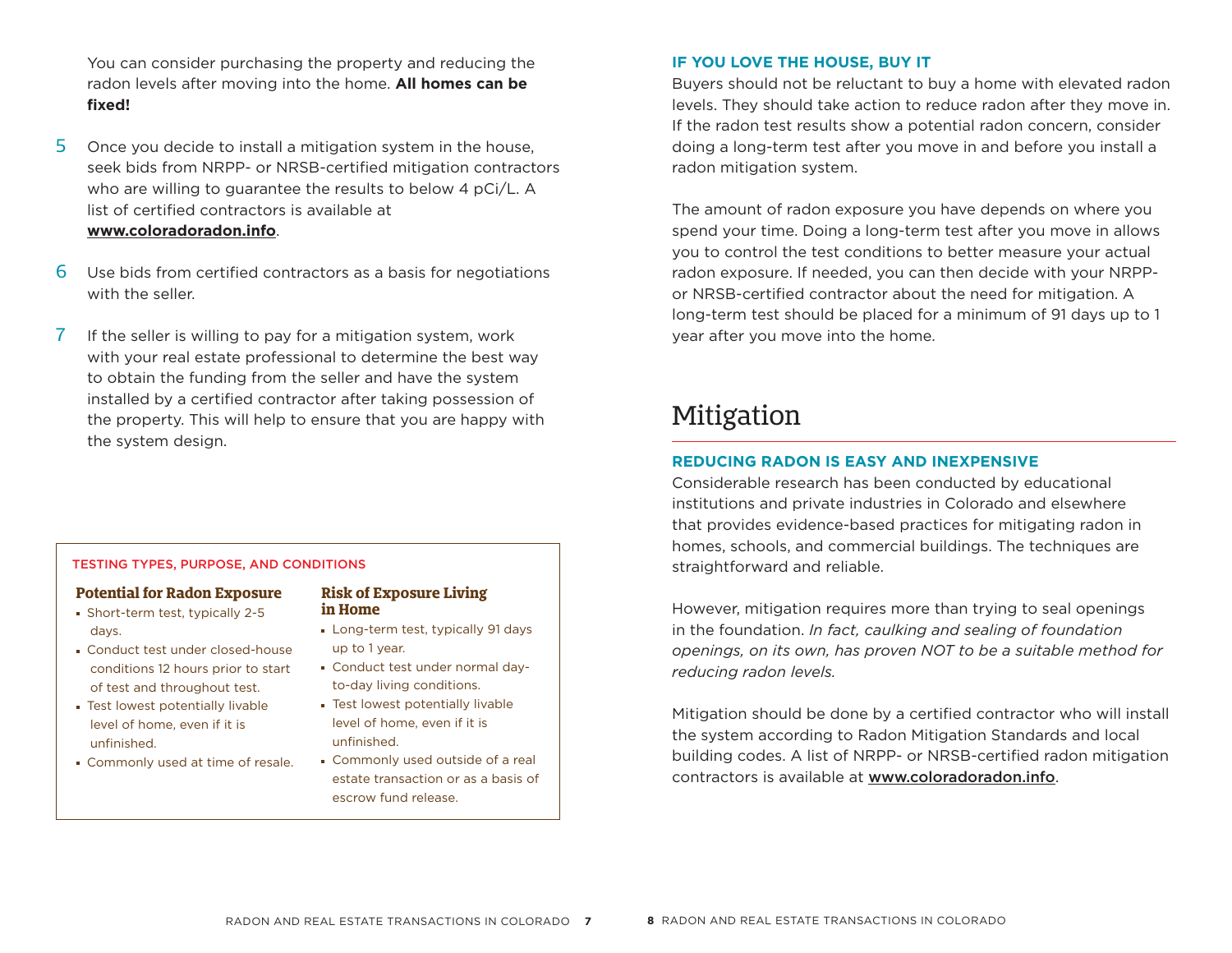You can consider purchasing the property and reducing the radon levels after moving into the home. **All homes can be fixed!**

5. Once you decide to install a mitigation system in the house, seek bids from NRPP- or NRSB-certified mitigation contractors who are willing to guarantee the results to below 4 pCi/L. A list of certified contractors is available at **www.coloradoradon.info**.
6. Use bids from certified contractors as a basis for negotiations with the seller.
7. If the seller is willing to pay for a mitigation system, work with your real estate professional to determine the best way to obtain the funding from the seller and have the system installed by a certified contractor after taking possession of the property. This will help to ensure that you are happy with the system design.

**TESTING TYPES, PURPOSE, AND CONDITIONS**

| Potential for Radon Exposure | Risk of Exposure Living in Home |
| --- | --- |
| Short-term test, typically 2-5 days. | Long-term test, typically 91 days up to 1 year. |
| Conduct test under closed-house conditions 12 hours prior to start of test and throughout test. | Conduct test under normal day-to-day living conditions. |
| Test lowest potentially livable level of home, even if it is unfinished. | Test lowest potentially livable level of home, even if it is unfinished. |
| Commonly used at time of resale. | Commonly used outside of a real estate transaction or as a basis of escrow fund release. |

### IF YOU LOVE THE HOUSE, BUY IT

Buyers should not be reluctant to buy a home with elevated radon levels. They should take action to reduce radon after they move in. If the radon test results show a potential radon concern, consider doing a long-term test after you move in and before you install a radon mitigation system.

The amount of radon exposure you have depends on where you spend your time. Doing a long-term test after you move in allows you to control the test conditions to better measure your actual radon exposure. If needed, you can then decide with your NRPP- or NRSB-certified contractor about the need for mitigation. A long-term test should be placed for a minimum of 91 days up to 1 year after you move into the home.

## Mitigation

### REDUCING RADON IS EASY AND INEXPENSIVE

Considerable research has been conducted by educational institutions and private industries in Colorado and elsewhere that provides evidence-based practices for mitigating radon in homes, schools, and commercial buildings. The techniques are straightforward and reliable.

However, mitigation requires more than trying to seal openings in the foundation. *In fact, caulking and sealing of foundation openings, on its own, has proven NOT to be a suitable method for reducing radon levels.*

Mitigation should be done by a certified contractor who will install the system according to Radon Mitigation Standards and local building codes. A list of NRPP- or NRSB-certified radon mitigation contractors is available at **www.coloradoradon.info**.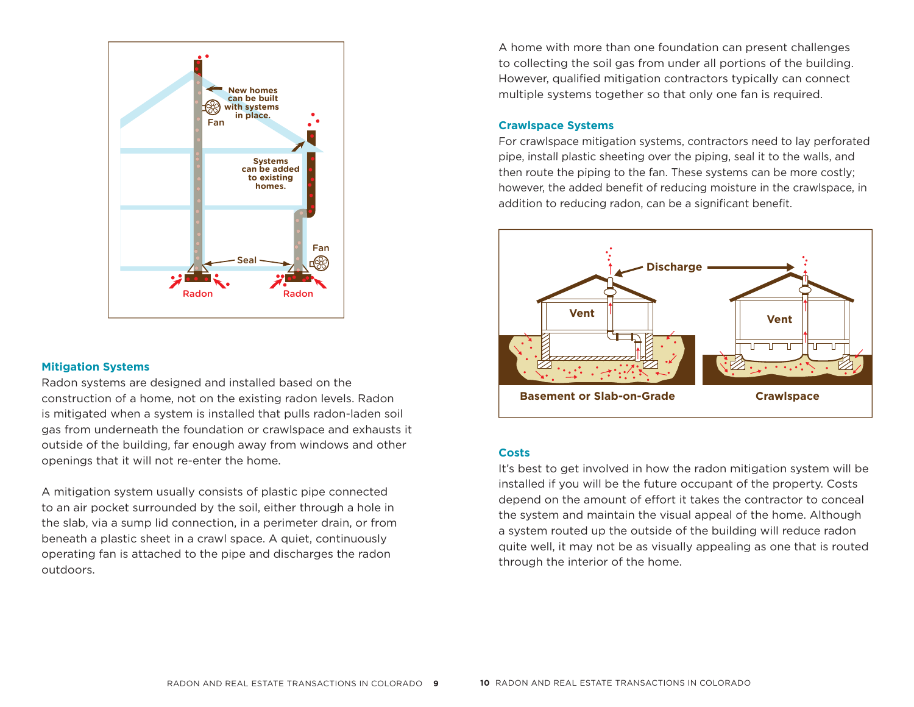## Mitigation Systems

Radon systems are designed and installed based on the construction of a home, not on the existing radon levels. Radon is mitigated when a system is installed that pulls radon-laden soil gas from underneath the foundation or crawlspace and exhausts it outside of the building, far enough away from windows and other openings that it will not re-enter the home.

A mitigation system usually consists of plastic pipe connected to an air pocket surrounded by the soil, either through a hole in the slab, via a sump lid connection, in a perimeter drain, or from beneath a plastic sheet in a crawl space. A quiet, continuously operating fan is attached to the pipe and discharges the radon outdoors.

A home with more than one foundation can present challenges to collecting the soil gas from under all portions of the building. However, qualified mitigation contractors typically can connect multiple systems together so that only one fan is required.

### Crawlspace Systems

For crawlspace mitigation systems, contractors need to lay perforated pipe, install plastic sheeting over the piping, seal it to the walls, and then route the piping to the fan. These systems can be more costly; however, the added benefit of reducing moisture in the crawlspace, in addition to reducing radon, can be a significant benefit.

### Costs

It's best to get involved in how the radon mitigation system will be installed if you will be the future occupant of the property. Costs depend on the amount of effort it takes the contractor to conceal the system and maintain the visual appeal of the home. Although a system routed up the outside of the building will reduce radon quite well, it may not be as visually appealing as one that is routed through the interior of the home.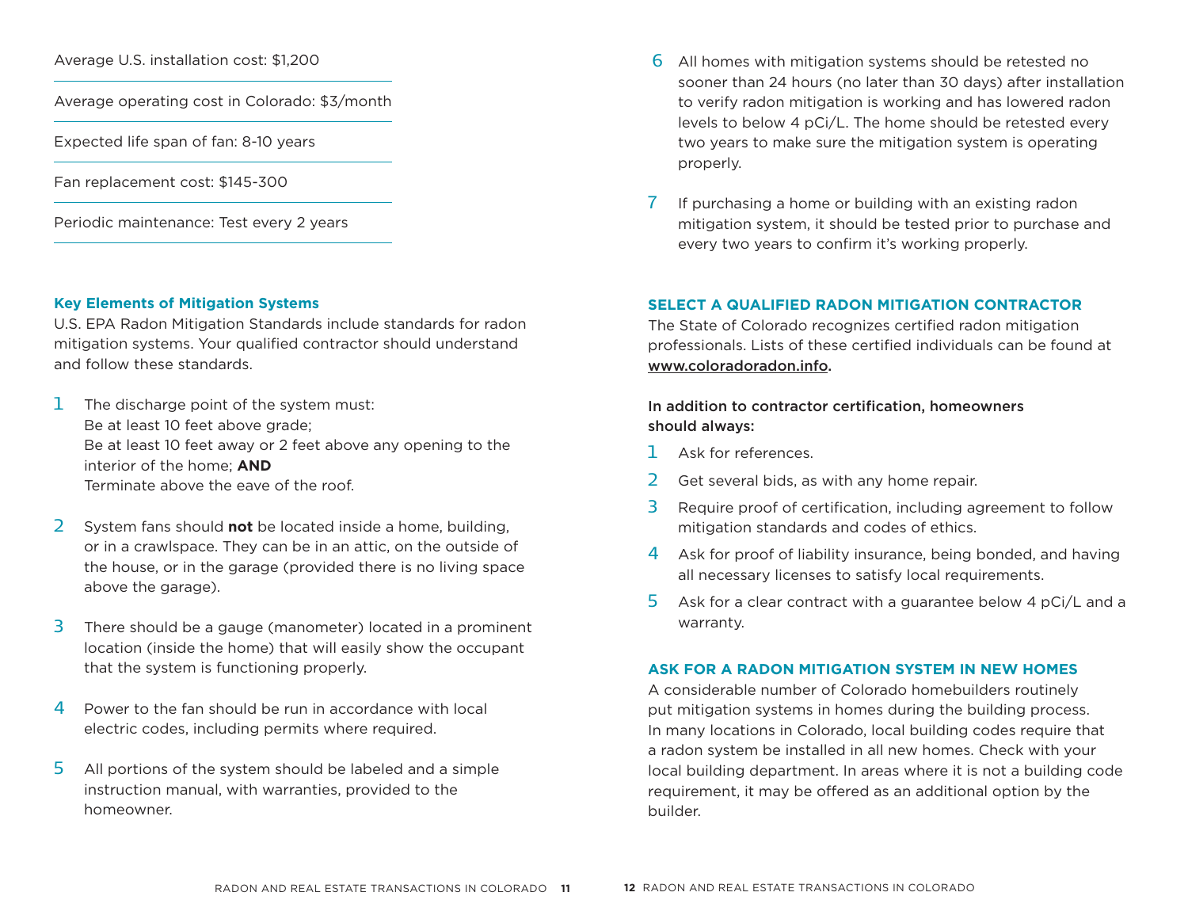Average U.S. installation cost: $1,200

Average operating cost in Colorado: $3/month

Expected life span of fan: 8-10 years

Fan replacement cost: $145-300

Periodic maintenance: Test every 2 years

### Key Elements of Mitigation Systems

U.S. EPA Radon Mitigation Standards include standards for radon mitigation systems. Your qualified contractor should understand and follow these standards.

1. The discharge point of the system must:
   Be at least 10 feet above grade;
   Be at least 10 feet away or 2 feet above any opening to the interior of the home; **AND**
   Terminate above the eave of the roof.

2. System fans should **not** be located inside a home, building, or in a crawlspace. They can be in an attic, on the outside of the house, or in the garage (provided there is no living space above the garage).

3. There should be a gauge (manometer) located in a prominent location (inside the home) that will easily show the occupant that the system is functioning properly.

4. Power to the fan should be run in accordance with local electric codes, including permits where required.

5. All portions of the system should be labeled and a simple instruction manual, with warranties, provided to the homeowner.

6. All homes with mitigation systems should be retested no sooner than 24 hours (no later than 30 days) after installation to verify radon mitigation is working and has lowered radon levels to below 4 pCi/L. The home should be retested every two years to make sure the mitigation system is operating properly.

7. If purchasing a home or building with an existing radon mitigation system, it should be tested prior to purchase and every two years to confirm it's working properly.

### SELECT A QUALIFIED RADON MITIGATION CONTRACTOR

The State of Colorado recognizes certified radon mitigation professionals. Lists of these certified individuals can be found at www.coloradoradon.info.

In addition to contractor certification, homeowners should always:

1. Ask for references.
2. Get several bids, as with any home repair.
3. Require proof of certification, including agreement to follow mitigation standards and codes of ethics.
4. Ask for proof of liability insurance, being bonded, and having all necessary licenses to satisfy local requirements.
5. Ask for a clear contract with a guarantee below 4 pCi/L and a warranty.

### ASK FOR A RADON MITIGATION SYSTEM IN NEW HOMES

A considerable number of Colorado homebuilders routinely put mitigation systems in homes during the building process. In many locations in Colorado, local building codes require that a radon system be installed in all new homes. Check with your local building department. In areas where it is not a building code requirement, it may be offered as an additional option by the builder.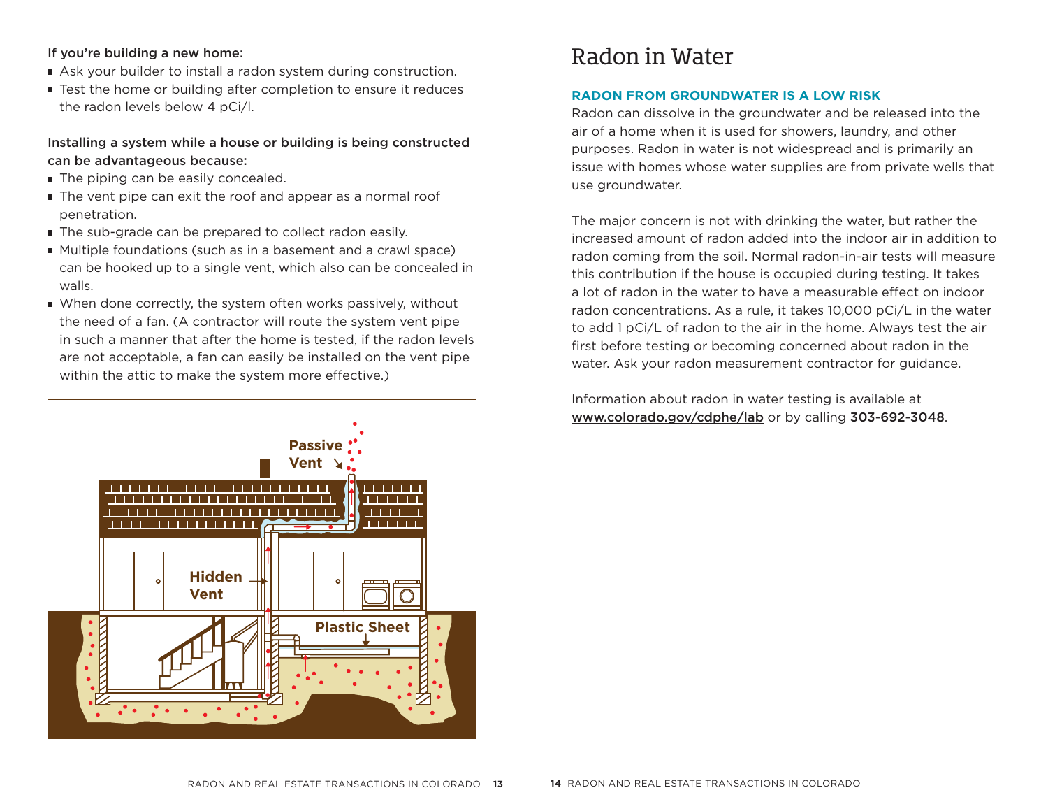**If you're building a new home:**

- Ask your builder to install a radon system during construction.
- Test the home or building after completion to ensure it reduces the radon levels below 4 pCi/l.

**Installing a system while a house or building is being constructed can be advantageous because:**

- The piping can be easily concealed.
- The vent pipe can exit the roof and appear as a normal roof penetration.
- The sub-grade can be prepared to collect radon easily.
- Multiple foundations (such as in a basement and a crawl space) can be hooked up to a single vent, which also can be concealed in walls.
- When done correctly, the system often works passively, without the need of a fan. (A contractor will route the system vent pipe in such a manner that after the home is tested, if the radon levels are not acceptable, a fan can easily be installed on the vent pipe within the attic to make the system more effective.)

Passive Vent

Hidden Vent

Plastic Sheet

# Radon in Water

## RADON FROM GROUNDWATER IS A LOW RISK

Radon can dissolve in the groundwater and be released into the air of a home when it is used for showers, laundry, and other purposes. Radon in water is not widespread and is primarily an issue with homes whose water supplies are from private wells that use groundwater.

The major concern is not with drinking the water, but rather the increased amount of radon added into the indoor air in addition to radon coming from the soil. Normal radon-in-air tests will measure this contribution if the house is occupied during testing. It takes a lot of radon in the water to have a measurable effect on indoor radon concentrations. As a rule, it takes 10,000 pCi/L in the water to add 1 pCi/L of radon to the air in the home. Always test the air first before testing or becoming concerned about radon in the water. Ask your radon measurement contractor for guidance.

Information about radon in water testing is available at www.colorado.gov/cdphe/lab or by calling **303-692-3048**.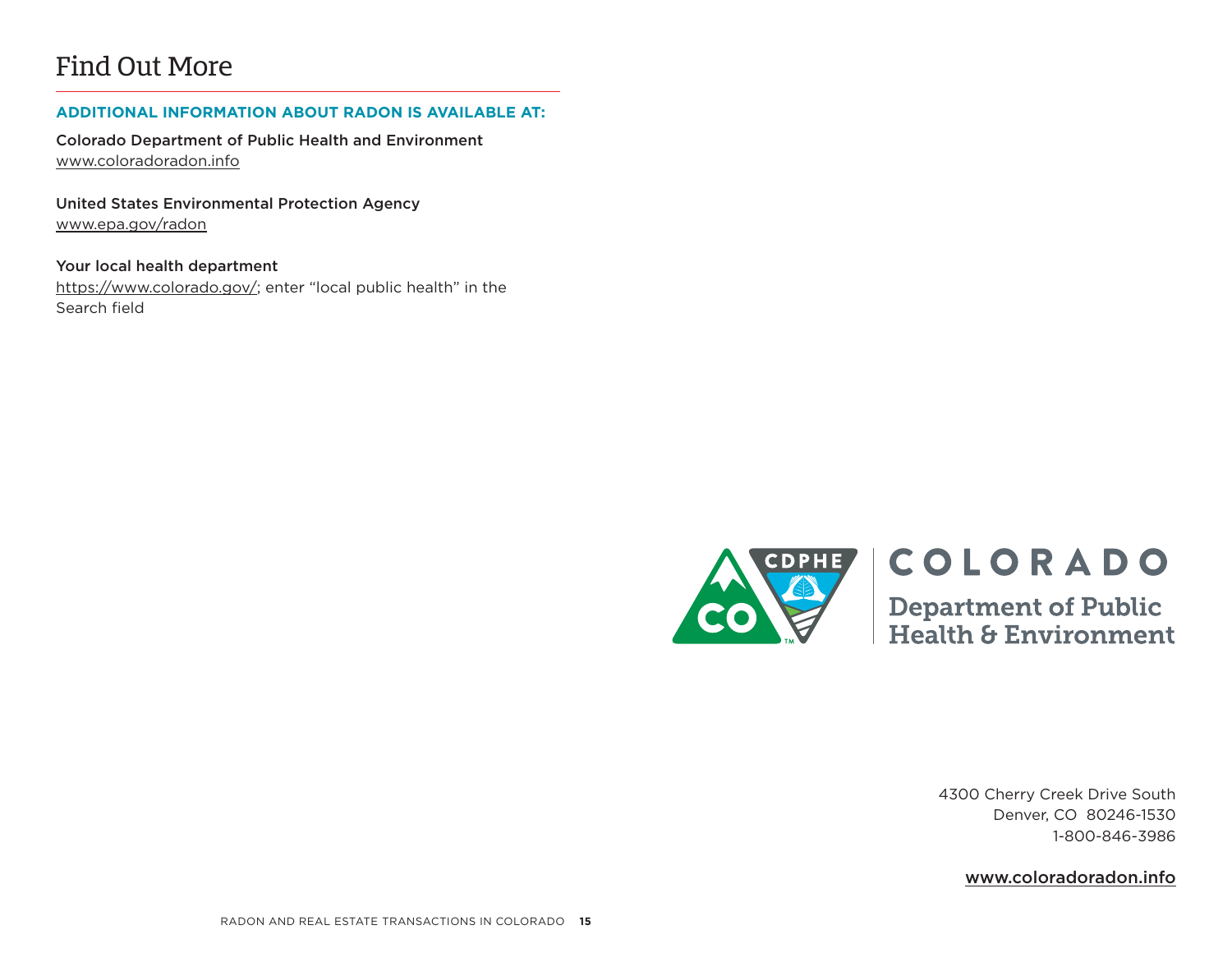# Find Out More

**ADDITIONAL INFORMATION ABOUT RADON IS AVAILABLE AT:**

Colorado Department of Public Health and Environment
www.coloradoradon.info

United States Environmental Protection Agency
www.epa.gov/radon

Your local health department
https://www.colorado.gov/; enter "local public health" in the Search field

COLORADO
Department of Public Health & Environment

4300 Cherry Creek Drive South
Denver, CO 80246-1530
1-800-846-3986

www.coloradoradon.info